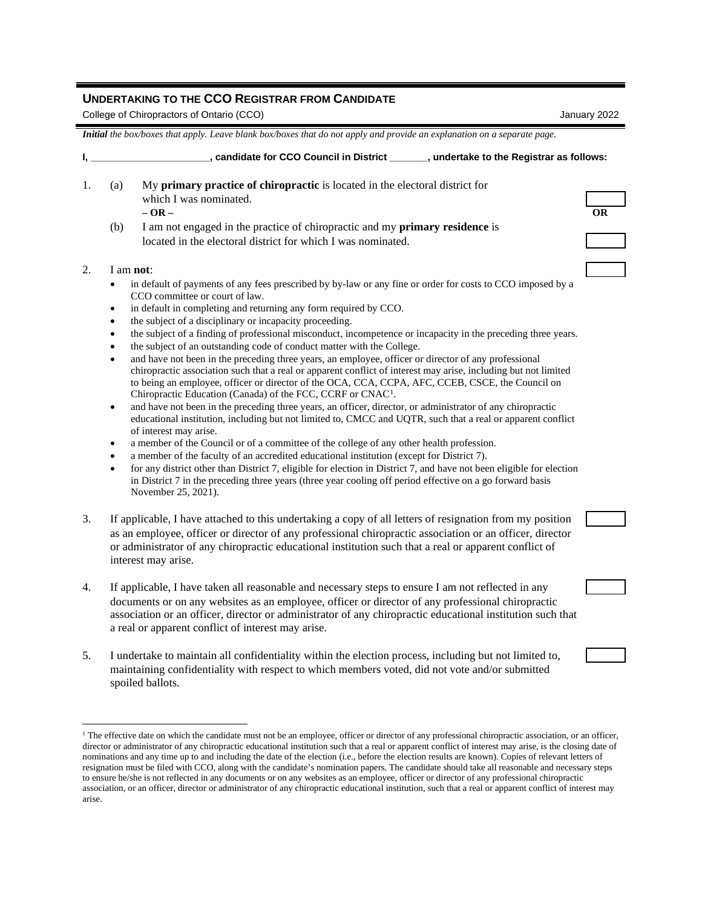## UNDERTAKING TO THE CCO REGISTRAR FROM CANDIDATE

College of Chiropractors of Ontario (CCO) — January 2022

***Initial** the box/boxes that apply. Leave blank box/boxes that do not apply and provide an explanation on a separate page.*

**I, \_\_\_\_\_\_\_\_\_\_\_\_\_\_\_\_\_\_\_\_\_\_, candidate for CCO Council in District \_\_\_\_\_\_\_, undertake to the Registrar as follows:**

1. (a) My **primary practice of chiropractic** is located in the electoral district for which I was nominated. ☐

   **– OR –** **OR**

   (b) I am not engaged in the practice of chiropractic and my **primary residence** is located in the electoral district for which I was nominated. ☐

2. I am **not**: ☐
   - in default of payments of any fees prescribed by by-law or any fine or order for costs to CCO imposed by a CCO committee or court of law.
   - in default in completing and returning any form required by CCO.
   - the subject of a disciplinary or incapacity proceeding.
   - the subject of a finding of professional misconduct, incompetence or incapacity in the preceding three years.
   - the subject of an outstanding code of conduct matter with the College.
   - and have not been in the preceding three years, an employee, officer or director of any professional chiropractic association such that a real or apparent conflict of interest may arise, including but not limited to being an employee, officer or director of the OCA, CCA, CCPA, AFC, CCEB, CSCE, the Council on Chiropractic Education (Canada) of the FCC, CCRF or CNAC[1].
   - and have not been in the preceding three years, an officer, director, or administrator of any chiropractic educational institution, including but not limited to, CMCC and UQTR, such that a real or apparent conflict of interest may arise.
   - a member of the Council or of a committee of the college of any other health profession.
   - a member of the faculty of an accredited educational institution (except for District 7).
   - for any district other than District 7, eligible for election in District 7, and have not been eligible for election in District 7 in the preceding three years (three year cooling off period effective on a go forward basis November 25, 2021).

3. If applicable, I have attached to this undertaking a copy of all letters of resignation from my position as an employee, officer or director of any professional chiropractic association or an officer, director or administrator of any chiropractic educational institution such that a real or apparent conflict of interest may arise. ☐

4. If applicable, I have taken all reasonable and necessary steps to ensure I am not reflected in any documents or on any websites as an employee, officer or director of any professional chiropractic association or an officer, director or administrator of any chiropractic educational institution such that a real or apparent conflict of interest may arise. ☐

5. I undertake to maintain all confidentiality within the election process, including but not limited to, maintaining confidentiality with respect to which members voted, did not vote and/or submitted spoiled ballots. ☐

---

[1] The effective date on which the candidate must not be an employee, officer or director of any professional chiropractic association, or an officer, director or administrator of any chiropractic educational institution such that a real or apparent conflict of interest may arise, is the closing date of nominations and any time up to and including the date of the election (i.e., before the election results are known). Copies of relevant letters of resignation must be filed with CCO, along with the candidate's nomination papers. The candidate should take all reasonable and necessary steps to ensure he/she is not reflected in any documents or on any websites as an employee, officer or director of any professional chiropractic association, or an officer, director or administrator of any chiropractic educational institution, such that a real or apparent conflict of interest may arise.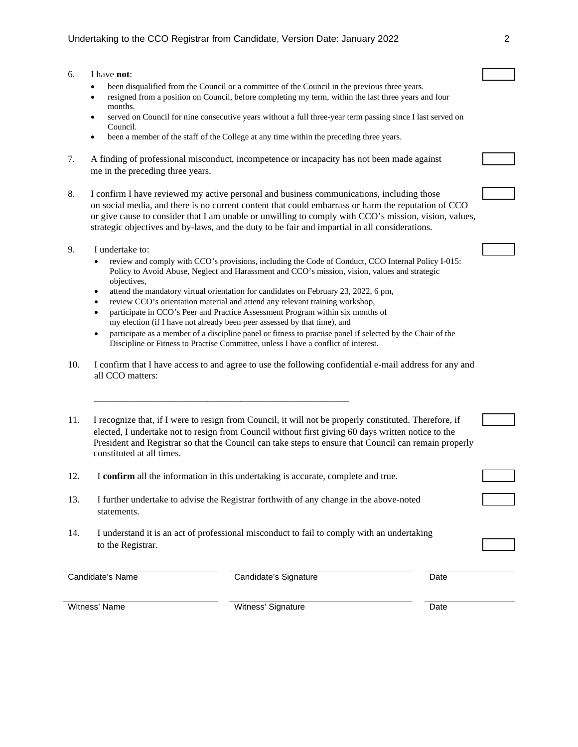6. I have **not**:
   - been disqualified from the Council or a committee of the Council in the previous three years.
   - resigned from a position on Council, before completing my term, within the last three years and four months.
   - served on Council for nine consecutive years without a full three-year term passing since I last served on Council.
   - been a member of the staff of the College at any time within the preceding three years.

7. A finding of professional misconduct, incompetence or incapacity has not been made against me in the preceding three years.

8. I confirm I have reviewed my active personal and business communications, including those on social media, and there is no current content that could embarrass or harm the reputation of CCO or give cause to consider that I am unable or unwilling to comply with CCO's mission, vision, values, strategic objectives and by-laws, and the duty to be fair and impartial in all considerations.

9. I undertake to:
   - review and comply with CCO's provisions, including the Code of Conduct, CCO Internal Policy I-015: Policy to Avoid Abuse, Neglect and Harassment and CCO's mission, vision, values and strategic objectives,
   - attend the mandatory virtual orientation for candidates on February 23, 2022, 6 pm,
   - review CCO's orientation material and attend any relevant training workshop,
   - participate in CCO's Peer and Practice Assessment Program within six months of my election (if I have not already been peer assessed by that time), and
   - participate as a member of a discipline panel or fitness to practise panel if selected by the Chair of the Discipline or Fitness to Practise Committee, unless I have a conflict of interest.

10. I confirm that I have access to and agree to use the following confidential e-mail address for any and all CCO matters:

    ______________________________________________________

11. I recognize that, if I were to resign from Council, it will not be properly constituted. Therefore, if elected, I undertake not to resign from Council without first giving 60 days written notice to the President and Registrar so that the Council can take steps to ensure that Council can remain properly constituted at all times.

12. I **confirm** all the information in this undertaking is accurate, complete and true.

13. I further undertake to advise the Registrar forthwith of any change in the above-noted statements.

14. I understand it is an act of professional misconduct to fail to comply with an undertaking to the Registrar.

| | | |
|---|---|---|
| Candidate's Name | Candidate's Signature | Date |
| Witness' Name | Witness' Signature | Date |